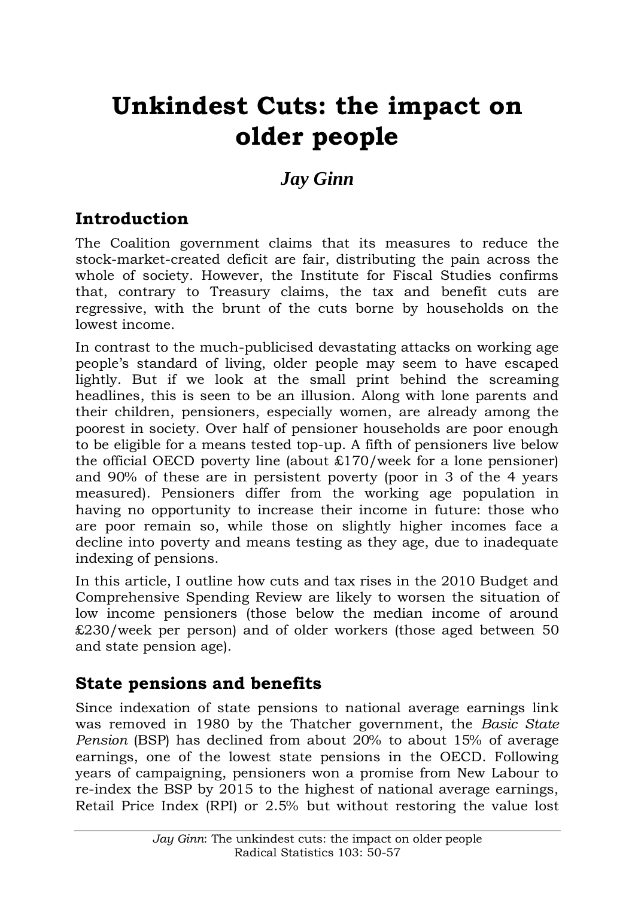# Unkindest Cuts: the impact on older people

### *Jay Ginn*

## Introduction

The Coalition government claims that its measures to reduce the stock-market-created deficit are fair, distributing the pain across the whole of society. However, the Institute for Fiscal Studies confirms that, contrary to Treasury claims, the tax and benefit cuts are regressive, with the brunt of the cuts borne by households on the lowest income.

In contrast to the much-publicised devastating attacks on working age people's standard of living, older people may seem to have escaped lightly. But if we look at the small print behind the screaming headlines, this is seen to be an illusion. Along with lone parents and their children, pensioners, especially women, are already among the poorest in society. Over half of pensioner households are poor enough to be eligible for a means tested top-up. A fifth of pensioners live below the official OECD poverty line (about £170/week for a lone pensioner) and 90% of these are in persistent poverty (poor in 3 of the 4 years measured). Pensioners differ from the working age population in having no opportunity to increase their income in future: those who are poor remain so, while those on slightly higher incomes face a decline into poverty and means testing as they age, due to inadequate indexing of pensions.

In this article, I outline how cuts and tax rises in the 2010 Budget and Comprehensive Spending Review are likely to worsen the situation of low income pensioners (those below the median income of around £230/week per person) and of older workers (those aged between 50 and state pension age).

## State pensions and benefits

Since indexation of state pensions to national average earnings link was removed in 1980 by the Thatcher government, the *Basic State Pension* (BSP) has declined from about 20% to about 15% of average earnings, one of the lowest state pensions in the OECD. Following years of campaigning, pensioners won a promise from New Labour to re-index the BSP by 2015 to the highest of national average earnings, Retail Price Index (RPI) or 2.5% but without restoring the value lost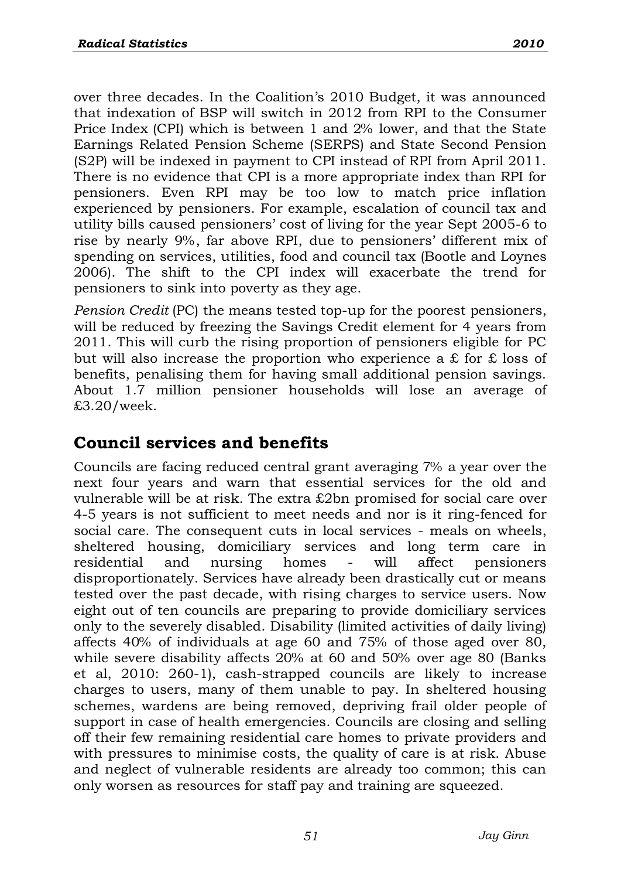over three decades. In the Coalition's 2010 Budget, it was announced that indexation of BSP will switch in 2012 from RPI to the Consumer Price Index (CPI) which is between 1 and 2% lower, and that the State Earnings Related Pension Scheme (SERPS) and State Second Pension (S2P) will be indexed in payment to CPI instead of RPI from April 2011. There is no evidence that CPI is a more appropriate index than RPI for pensioners. Even RPI may be too low to match price inflation experienced by pensioners. For example, escalation of council tax and utility bills caused pensioners' cost of living for the year Sept 2005-6 to rise by nearly 9%, far above RPI, due to pensioners' different mix of spending on services, utilities, food and council tax (Bootle and Loynes 2006). The shift to the CPI index will exacerbate the trend for pensioners to sink into poverty as they age.

*Pension Credit* (PC) the means tested top-up for the poorest pensioners, will be reduced by freezing the Savings Credit element for 4 years from 2011. This will curb the rising proportion of pensioners eligible for PC but will also increase the proportion who experience a £ for £ loss of benefits, penalising them for having small additional pension savings. About 1.7 million pensioner households will lose an average of £3.20/week.

## Council services and benefits

Councils are facing reduced central grant averaging 7% a year over the next four years and warn that essential services for the old and vulnerable will be at risk. The extra £2bn promised for social care over 4-5 years is not sufficient to meet needs and nor is it ring-fenced for social care. The consequent cuts in local services - meals on wheels, sheltered housing, domiciliary services and long term care in residential and nursing homes - will affect pensioners disproportionately. Services have already been drastically cut or means tested over the past decade, with rising charges to service users. Now eight out of ten councils are preparing to provide domiciliary services only to the severely disabled. Disability (limited activities of daily living) affects 40% of individuals at age 60 and 75% of those aged over 80, while severe disability affects 20% at 60 and 50% over age 80 (Banks et al, 2010: 260-1), cash-strapped councils are likely to increase charges to users, many of them unable to pay. In sheltered housing schemes, wardens are being removed, depriving frail older people of support in case of health emergencies. Councils are closing and selling off their few remaining residential care homes to private providers and with pressures to minimise costs, the quality of care is at risk. Abuse and neglect of vulnerable residents are already too common; this can only worsen as resources for staff pay and training are squeezed.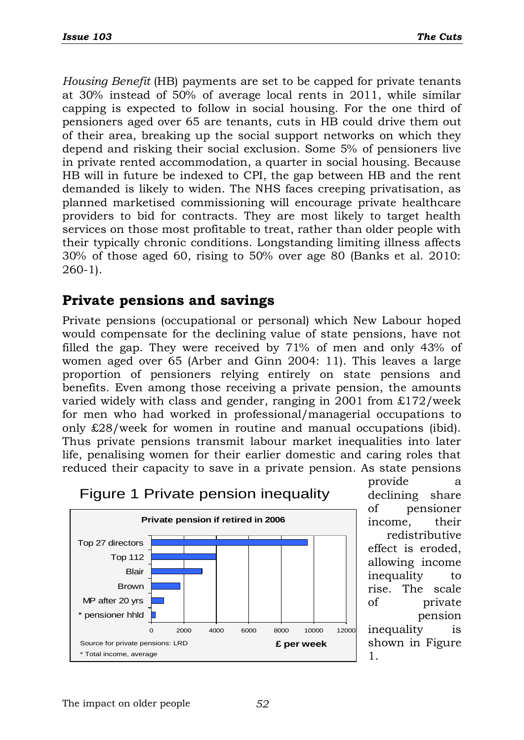*Housing Benefit* (HB) payments are set to be capped for private tenants at 30% instead of 50% of average local rents in 2011, while similar capping is expected to follow in social housing. For the one third of pensioners aged over 65 are tenants, cuts in HB could drive them out of their area, breaking up the social support networks on which they depend and risking their social exclusion. Some 5% of pensioners live in private rented accommodation, a quarter in social housing. Because HB will in future be indexed to CPI, the gap between HB and the rent demanded is likely to widen. The NHS faces creeping privatisation, as planned marketised commissioning will encourage private healthcare providers to bid for contracts. They are most likely to target health services on those most profitable to treat, rather than older people with their typically chronic conditions. Longstanding limiting illness affects 30% of those aged 60, rising to 50% over age 80 (Banks et al. 2010: 260-1).

## Private pensions and savings

Private pensions (occupational or personal) which New Labour hoped would compensate for the declining value of state pensions, have not filled the gap. They were received by 71% of men and only 43% of women aged over 65 (Arber and Ginn 2004: 11). This leaves a large proportion of pensioners relying entirely on state pensions and benefits. Even among those receiving a private pension, the amounts varied widely with class and gender, ranging in 2001 from £172/week for men who had worked in professional/managerial occupations to only £28/week for women in routine and manual occupations (ibid). Thus private pensions transmit labour market inequalities into later life, penalising women for their earlier domestic and caring roles that reduced their capacity to save in a private pension. As state pensions provide a declining share of pensioner income, their redistributive effect is eroded, allowing income inequality to rise. The scale of private pension inequality is shown in Figure 1.

Figure 1 Private pension inequality

**Private pension if retired in 2006**

| | £ per week (approx.) |
|---|---|
| Top 27 directors | ~9600 |
| Top 112 | ~4000 |
| Blair | ~3100 |
| Brown | ~1750 |
| MP after 20 yrs | ~750 |
| * pensioner hhld | ~250 |

Source for private pensions: LRD

* Total income, average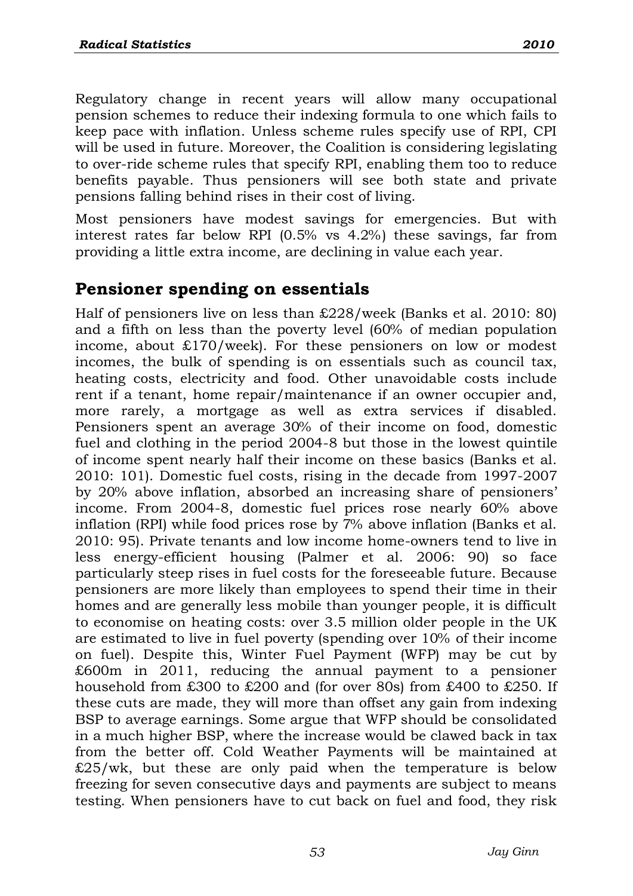Regulatory change in recent years will allow many occupational pension schemes to reduce their indexing formula to one which fails to keep pace with inflation. Unless scheme rules specify use of RPI, CPI will be used in future. Moreover, the Coalition is considering legislating to over-ride scheme rules that specify RPI, enabling them too to reduce benefits payable. Thus pensioners will see both state and private pensions falling behind rises in their cost of living.

Most pensioners have modest savings for emergencies. But with interest rates far below RPI (0.5% vs 4.2%) these savings, far from providing a little extra income, are declining in value each year.

## Pensioner spending on essentials

Half of pensioners live on less than £228/week (Banks et al. 2010: 80) and a fifth on less than the poverty level (60% of median population income, about £170/week). For these pensioners on low or modest incomes, the bulk of spending is on essentials such as council tax, heating costs, electricity and food. Other unavoidable costs include rent if a tenant, home repair/maintenance if an owner occupier and, more rarely, a mortgage as well as extra services if disabled. Pensioners spent an average 30% of their income on food, domestic fuel and clothing in the period 2004-8 but those in the lowest quintile of income spent nearly half their income on these basics (Banks et al. 2010: 101). Domestic fuel costs, rising in the decade from 1997-2007 by 20% above inflation, absorbed an increasing share of pensioners' income. From 2004-8, domestic fuel prices rose nearly 60% above inflation (RPI) while food prices rose by 7% above inflation (Banks et al. 2010: 95). Private tenants and low income home-owners tend to live in less energy-efficient housing (Palmer et al. 2006: 90) so face particularly steep rises in fuel costs for the foreseeable future. Because pensioners are more likely than employees to spend their time in their homes and are generally less mobile than younger people, it is difficult to economise on heating costs: over 3.5 million older people in the UK are estimated to live in fuel poverty (spending over 10% of their income on fuel). Despite this, Winter Fuel Payment (WFP) may be cut by £600m in 2011, reducing the annual payment to a pensioner household from £300 to £200 and (for over 80s) from £400 to £250. If these cuts are made, they will more than offset any gain from indexing BSP to average earnings. Some argue that WFP should be consolidated in a much higher BSP, where the increase would be clawed back in tax from the better off. Cold Weather Payments will be maintained at £25/wk, but these are only paid when the temperature is below freezing for seven consecutive days and payments are subject to means testing. When pensioners have to cut back on fuel and food, they risk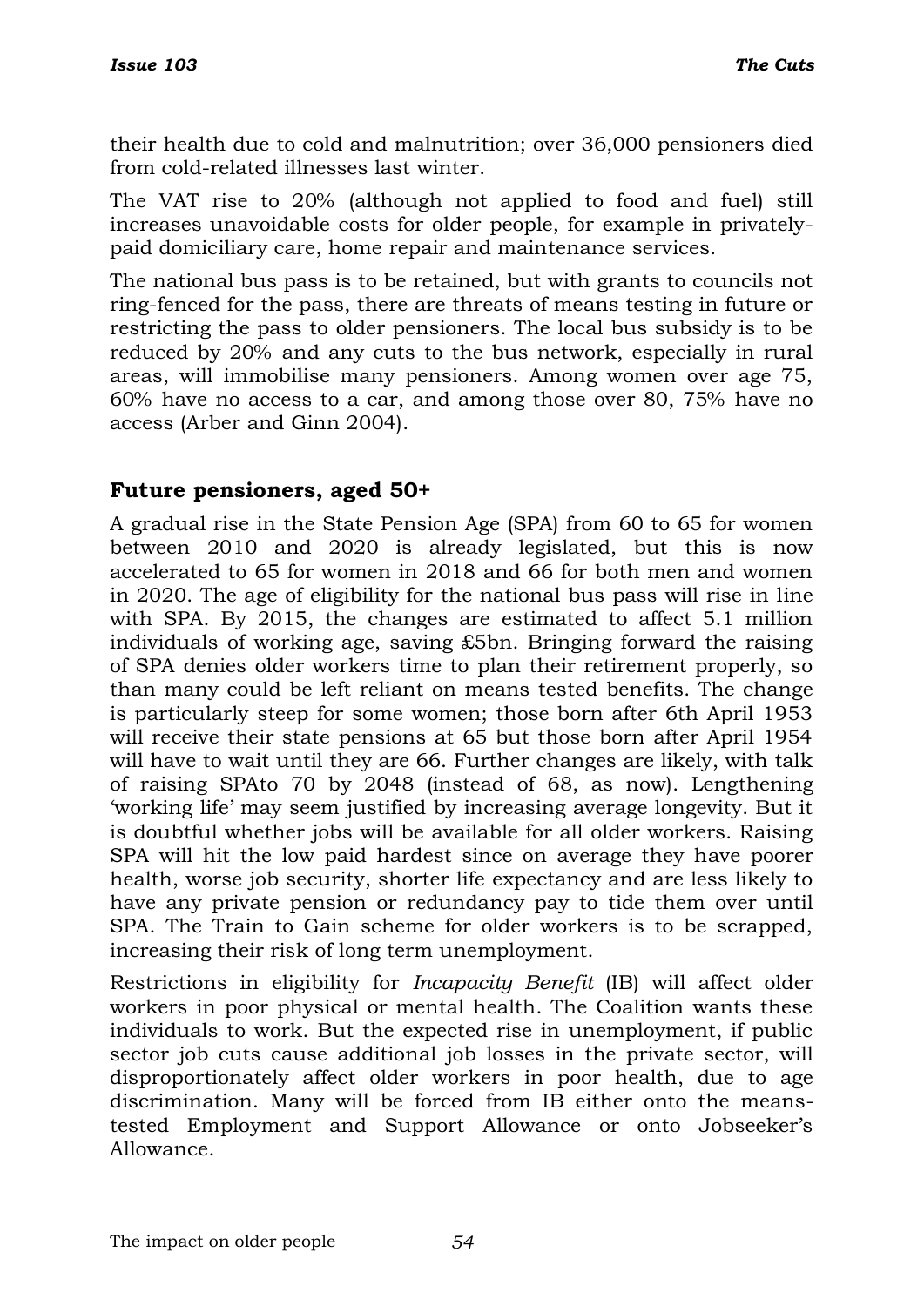their health due to cold and malnutrition; over 36,000 pensioners died from cold-related illnesses last winter.

The VAT rise to 20% (although not applied to food and fuel) still increases unavoidable costs for older people, for example in privately-paid domiciliary care, home repair and maintenance services.

The national bus pass is to be retained, but with grants to councils not ring-fenced for the pass, there are threats of means testing in future or restricting the pass to older pensioners. The local bus subsidy is to be reduced by 20% and any cuts to the bus network, especially in rural areas, will immobilise many pensioners. Among women over age 75, 60% have no access to a car, and among those over 80, 75% have no access (Arber and Ginn 2004).

## Future pensioners, aged 50+

A gradual rise in the State Pension Age (SPA) from 60 to 65 for women between 2010 and 2020 is already legislated, but this is now accelerated to 65 for women in 2018 and 66 for both men and women in 2020. The age of eligibility for the national bus pass will rise in line with SPA. By 2015, the changes are estimated to affect 5.1 million individuals of working age, saving £5bn. Bringing forward the raising of SPA denies older workers time to plan their retirement properly, so than many could be left reliant on means tested benefits. The change is particularly steep for some women; those born after 6th April 1953 will receive their state pensions at 65 but those born after April 1954 will have to wait until they are 66. Further changes are likely, with talk of raising SPAto 70 by 2048 (instead of 68, as now). Lengthening 'working life' may seem justified by increasing average longevity. But it is doubtful whether jobs will be available for all older workers. Raising SPA will hit the low paid hardest since on average they have poorer health, worse job security, shorter life expectancy and are less likely to have any private pension or redundancy pay to tide them over until SPA. The Train to Gain scheme for older workers is to be scrapped, increasing their risk of long term unemployment.

Restrictions in eligibility for *Incapacity Benefit* (IB) will affect older workers in poor physical or mental health. The Coalition wants these individuals to work. But the expected rise in unemployment, if public sector job cuts cause additional job losses in the private sector, will disproportionately affect older workers in poor health, due to age discrimination. Many will be forced from IB either onto the means-tested Employment and Support Allowance or onto Jobseeker's Allowance.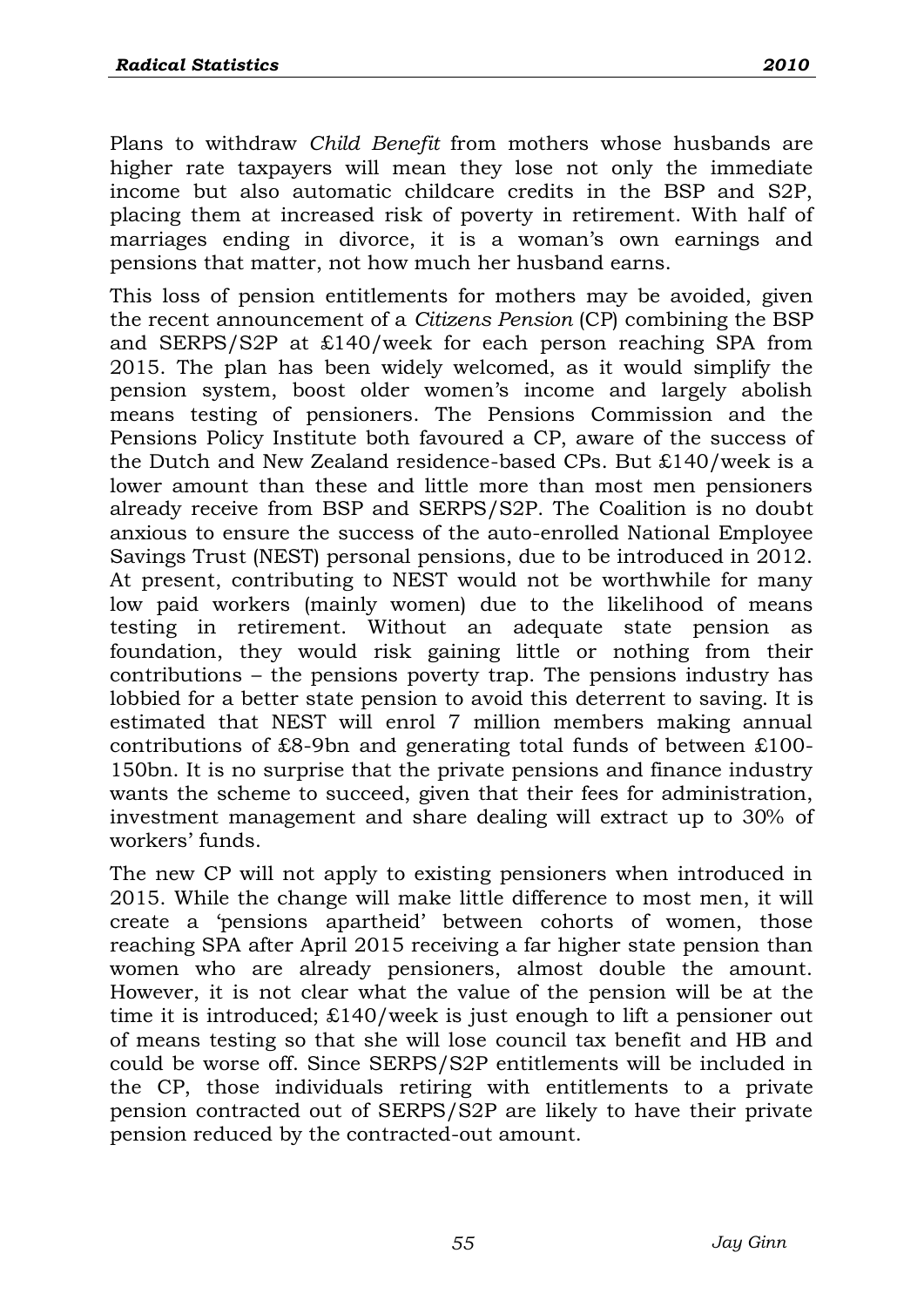Plans to withdraw *Child Benefit* from mothers whose husbands are higher rate taxpayers will mean they lose not only the immediate income but also automatic childcare credits in the BSP and S2P, placing them at increased risk of poverty in retirement. With half of marriages ending in divorce, it is a woman's own earnings and pensions that matter, not how much her husband earns.

This loss of pension entitlements for mothers may be avoided, given the recent announcement of a *Citizens Pension* (CP) combining the BSP and SERPS/S2P at £140/week for each person reaching SPA from 2015. The plan has been widely welcomed, as it would simplify the pension system, boost older women's income and largely abolish means testing of pensioners. The Pensions Commission and the Pensions Policy Institute both favoured a CP, aware of the success of the Dutch and New Zealand residence-based CPs. But £140/week is a lower amount than these and little more than most men pensioners already receive from BSP and SERPS/S2P. The Coalition is no doubt anxious to ensure the success of the auto-enrolled National Employee Savings Trust (NEST) personal pensions, due to be introduced in 2012. At present, contributing to NEST would not be worthwhile for many low paid workers (mainly women) due to the likelihood of means testing in retirement. Without an adequate state pension as foundation, they would risk gaining little or nothing from their contributions – the pensions poverty trap. The pensions industry has lobbied for a better state pension to avoid this deterrent to saving. It is estimated that NEST will enrol 7 million members making annual contributions of £8-9bn and generating total funds of between £100-150bn. It is no surprise that the private pensions and finance industry wants the scheme to succeed, given that their fees for administration, investment management and share dealing will extract up to 30% of workers' funds.

The new CP will not apply to existing pensioners when introduced in 2015. While the change will make little difference to most men, it will create a 'pensions apartheid' between cohorts of women, those reaching SPA after April 2015 receiving a far higher state pension than women who are already pensioners, almost double the amount. However, it is not clear what the value of the pension will be at the time it is introduced; £140/week is just enough to lift a pensioner out of means testing so that she will lose council tax benefit and HB and could be worse off. Since SERPS/S2P entitlements will be included in the CP, those individuals retiring with entitlements to a private pension contracted out of SERPS/S2P are likely to have their private pension reduced by the contracted-out amount.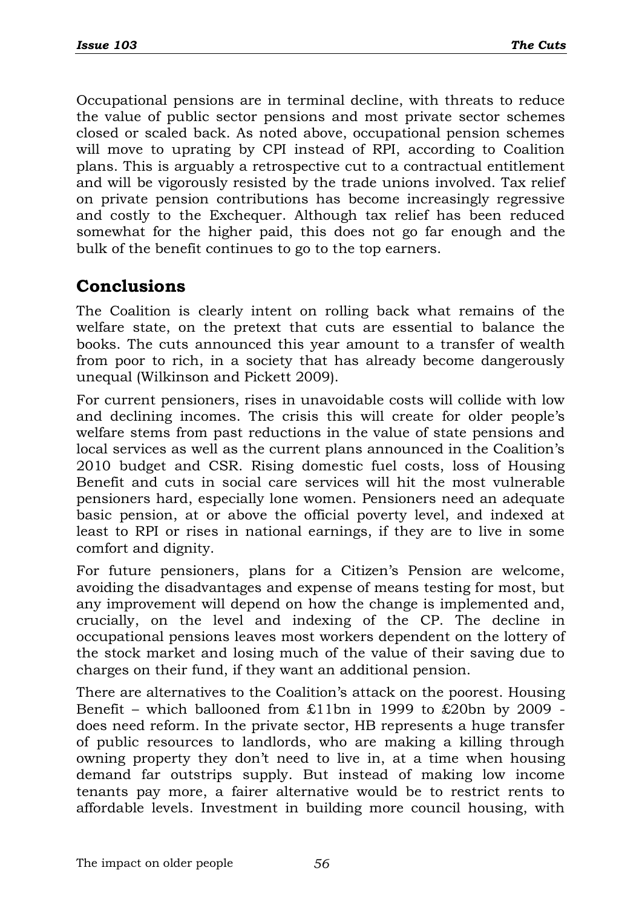Occupational pensions are in terminal decline, with threats to reduce the value of public sector pensions and most private sector schemes closed or scaled back. As noted above, occupational pension schemes will move to uprating by CPI instead of RPI, according to Coalition plans. This is arguably a retrospective cut to a contractual entitlement and will be vigorously resisted by the trade unions involved. Tax relief on private pension contributions has become increasingly regressive and costly to the Exchequer. Although tax relief has been reduced somewhat for the higher paid, this does not go far enough and the bulk of the benefit continues to go to the top earners.

## Conclusions

The Coalition is clearly intent on rolling back what remains of the welfare state, on the pretext that cuts are essential to balance the books. The cuts announced this year amount to a transfer of wealth from poor to rich, in a society that has already become dangerously unequal (Wilkinson and Pickett 2009).

For current pensioners, rises in unavoidable costs will collide with low and declining incomes. The crisis this will create for older people's welfare stems from past reductions in the value of state pensions and local services as well as the current plans announced in the Coalition's 2010 budget and CSR. Rising domestic fuel costs, loss of Housing Benefit and cuts in social care services will hit the most vulnerable pensioners hard, especially lone women. Pensioners need an adequate basic pension, at or above the official poverty level, and indexed at least to RPI or rises in national earnings, if they are to live in some comfort and dignity.

For future pensioners, plans for a Citizen's Pension are welcome, avoiding the disadvantages and expense of means testing for most, but any improvement will depend on how the change is implemented and, crucially, on the level and indexing of the CP. The decline in occupational pensions leaves most workers dependent on the lottery of the stock market and losing much of the value of their saving due to charges on their fund, if they want an additional pension.

There are alternatives to the Coalition's attack on the poorest. Housing Benefit – which ballooned from £11bn in 1999 to £20bn by 2009 - does need reform. In the private sector, HB represents a huge transfer of public resources to landlords, who are making a killing through owning property they don't need to live in, at a time when housing demand far outstrips supply. But instead of making low income tenants pay more, a fairer alternative would be to restrict rents to affordable levels. Investment in building more council housing, with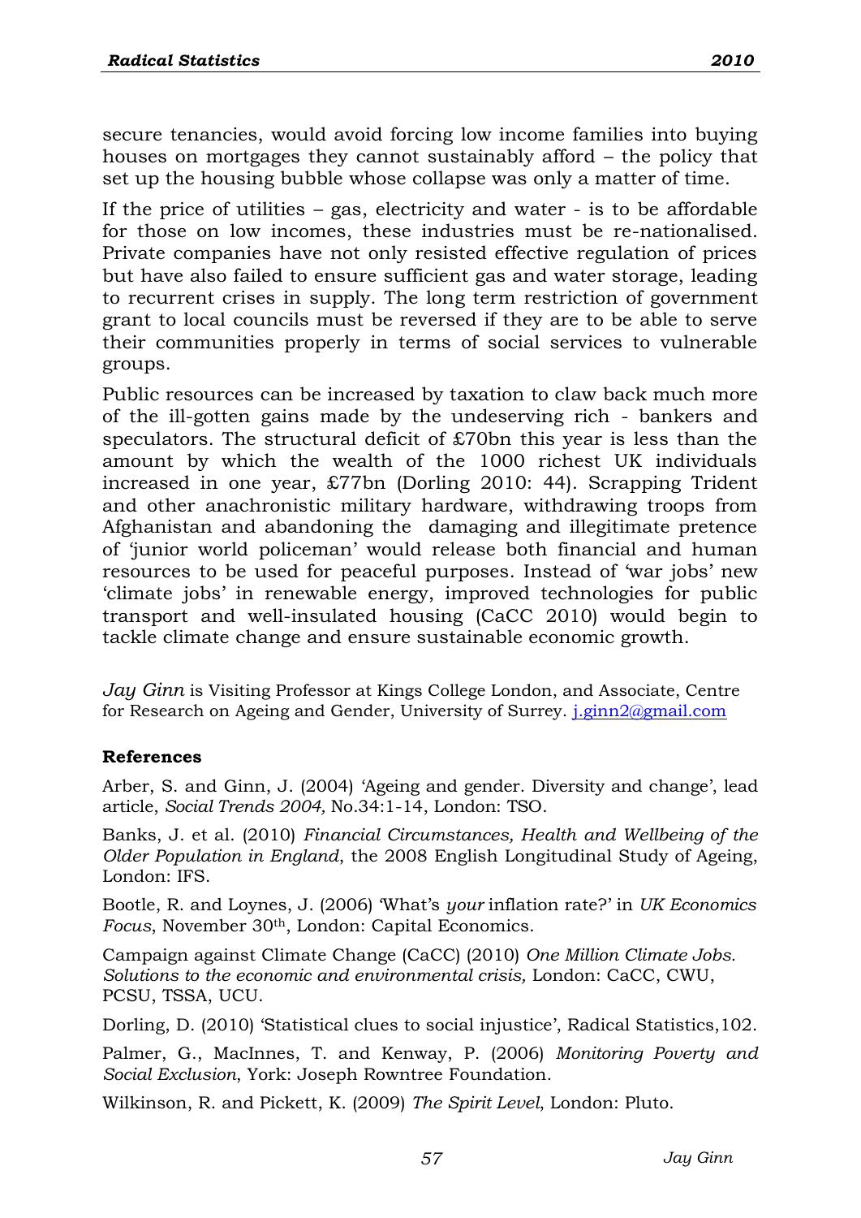secure tenancies, would avoid forcing low income families into buying houses on mortgages they cannot sustainably afford – the policy that set up the housing bubble whose collapse was only a matter of time.

If the price of utilities – gas, electricity and water - is to be affordable for those on low incomes, these industries must be re-nationalised. Private companies have not only resisted effective regulation of prices but have also failed to ensure sufficient gas and water storage, leading to recurrent crises in supply. The long term restriction of government grant to local councils must be reversed if they are to be able to serve their communities properly in terms of social services to vulnerable groups.

Public resources can be increased by taxation to claw back much more of the ill-gotten gains made by the undeserving rich - bankers and speculators. The structural deficit of £70bn this year is less than the amount by which the wealth of the 1000 richest UK individuals increased in one year, £77bn (Dorling 2010: 44). Scrapping Trident and other anachronistic military hardware, withdrawing troops from Afghanistan and abandoning the damaging and illegitimate pretence of 'junior world policeman' would release both financial and human resources to be used for peaceful purposes. Instead of 'war jobs' new 'climate jobs' in renewable energy, improved technologies for public transport and well-insulated housing (CaCC 2010) would begin to tackle climate change and ensure sustainable economic growth.

*Jay Ginn* is Visiting Professor at Kings College London, and Associate, Centre for Research on Ageing and Gender, University of Surrey. j.ginn2@gmail.com

**References**

Arber, S. and Ginn, J. (2004) 'Ageing and gender. Diversity and change', lead article, *Social Trends 2004,* No.34:1-14, London: TSO.

Banks, J. et al. (2010) *Financial Circumstances, Health and Wellbeing of the Older Population in England*, the 2008 English Longitudinal Study of Ageing, London: IFS.

Bootle, R. and Loynes, J. (2006) 'What's *your* inflation rate?' in *UK Economics Focus*, November 30th, London: Capital Economics.

Campaign against Climate Change (CaCC) (2010) *One Million Climate Jobs. Solutions to the economic and environmental crisis,* London: CaCC, CWU, PCSU, TSSA, UCU.

Dorling, D. (2010) 'Statistical clues to social injustice', Radical Statistics,102.

Palmer, G., MacInnes, T. and Kenway, P. (2006) *Monitoring Poverty and Social Exclusion*, York: Joseph Rowntree Foundation.

Wilkinson, R. and Pickett, K. (2009) *The Spirit Level*, London: Pluto.